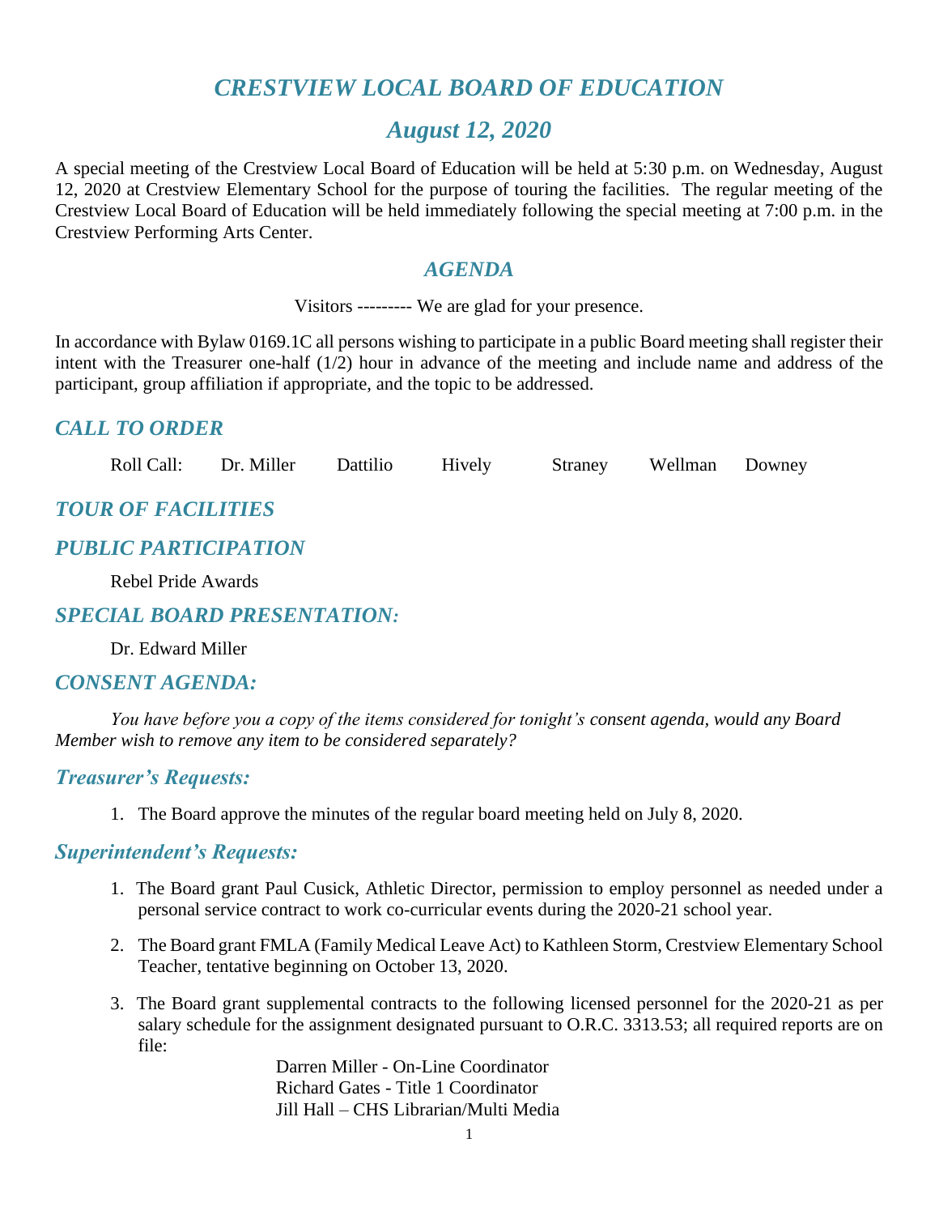# *CRESTVIEW LOCAL BOARD OF EDUCATION*

## *August 12, 2020*

A special meeting of the Crestview Local Board of Education will be held at 5:30 p.m. on Wednesday, August 12, 2020 at Crestview Elementary School for the purpose of touring the facilities. The regular meeting of the Crestview Local Board of Education will be held immediately following the special meeting at 7:00 p.m. in the Crestview Performing Arts Center.

## *AGENDA*

Visitors --------- We are glad for your presence.

In accordance with Bylaw 0169.1C all persons wishing to participate in a public Board meeting shall register their intent with the Treasurer one-half (1/2) hour in advance of the meeting and include name and address of the participant, group affiliation if appropriate, and the topic to be addressed.

## *CALL TO ORDER*

Roll Call: Dr. Miller Dattilio Hively Straney Wellman Downey

## *TOUR OF FACILITIES*

## *PUBLIC PARTICIPATION*

Rebel Pride Awards

## *SPECIAL BOARD PRESENTATION:*

Dr. Edward Miller

## *CONSENT AGENDA:*

*You have before you a copy of the items considered for tonight's consent agenda, would any Board Member wish to remove any item to be considered separately?*

### *Treasurer's Requests:*

1. The Board approve the minutes of the regular board meeting held on July 8, 2020.

### *Superintendent's Requests:*

1. The Board grant Paul Cusick, Athletic Director, permission to employ personnel as needed under a personal service contract to work co-curricular events during the 2020-21 school year.
2. The Board grant FMLA (Family Medical Leave Act) to Kathleen Storm, Crestview Elementary School Teacher, tentative beginning on October 13, 2020.
3. The Board grant supplemental contracts to the following licensed personnel for the 2020-21 as per salary schedule for the assignment designated pursuant to O.R.C. 3313.53; all required reports are on file:

   Darren Miller - On-Line Coordinator
   Richard Gates - Title 1 Coordinator
   Jill Hall – CHS Librarian/Multi Media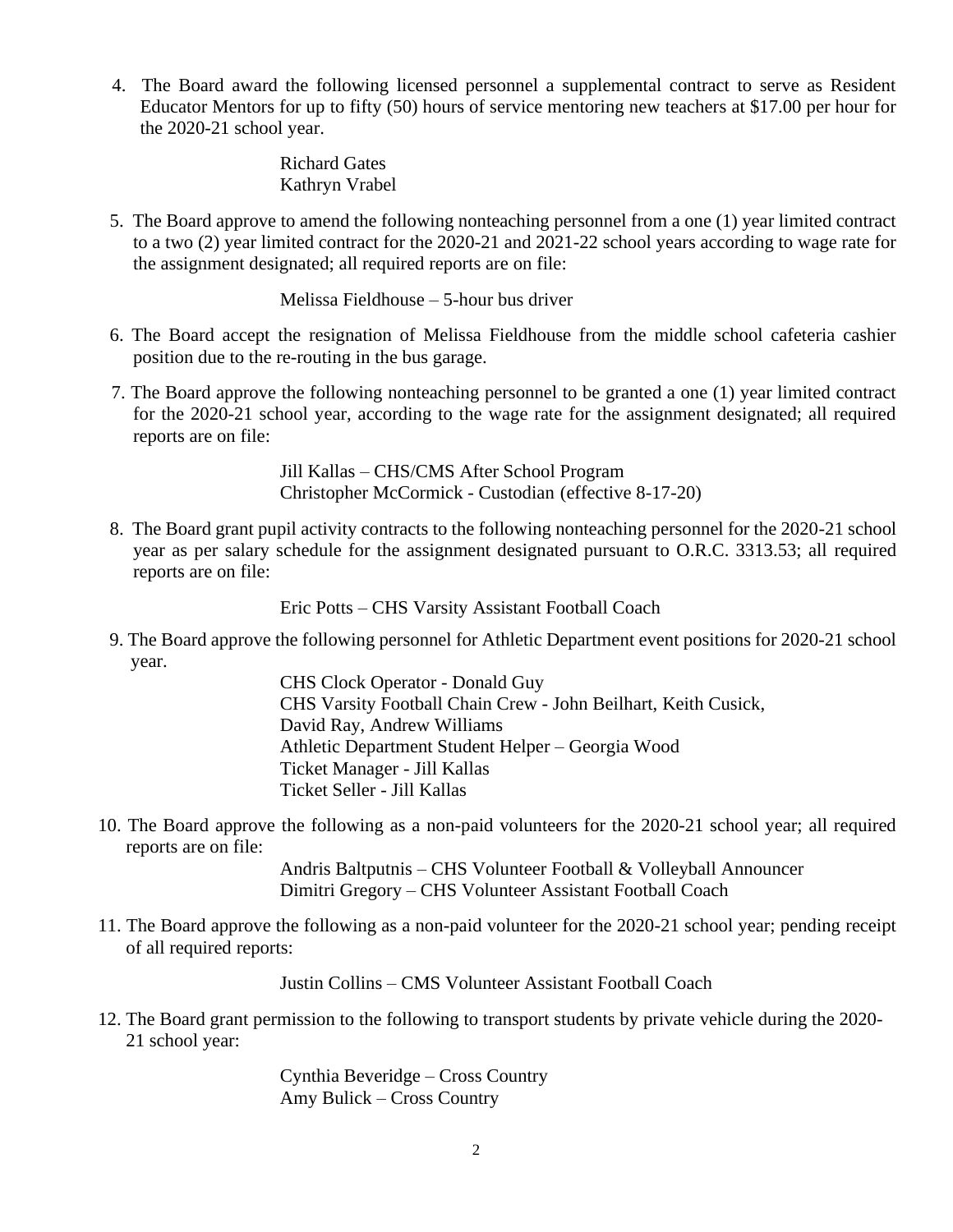4. The Board award the following licensed personnel a supplemental contract to serve as Resident Educator Mentors for up to fifty (50) hours of service mentoring new teachers at $17.00 per hour for the 2020-21 school year.

   Richard Gates
   Kathryn Vrabel

5. The Board approve to amend the following nonteaching personnel from a one (1) year limited contract to a two (2) year limited contract for the 2020-21 and 2021-22 school years according to wage rate for the assignment designated; all required reports are on file:

   Melissa Fieldhouse – 5-hour bus driver

6. The Board accept the resignation of Melissa Fieldhouse from the middle school cafeteria cashier position due to the re-routing in the bus garage.

7. The Board approve the following nonteaching personnel to be granted a one (1) year limited contract for the 2020-21 school year, according to the wage rate for the assignment designated; all required reports are on file:

   Jill Kallas – CHS/CMS After School Program
   Christopher McCormick - Custodian (effective 8-17-20)

8. The Board grant pupil activity contracts to the following nonteaching personnel for the 2020-21 school year as per salary schedule for the assignment designated pursuant to O.R.C. 3313.53; all required reports are on file:

   Eric Potts – CHS Varsity Assistant Football Coach

9. The Board approve the following personnel for Athletic Department event positions for 2020-21 school year.

   CHS Clock Operator - Donald Guy
   CHS Varsity Football Chain Crew - John Beilhart, Keith Cusick, David Ray, Andrew Williams
   Athletic Department Student Helper – Georgia Wood
   Ticket Manager - Jill Kallas
   Ticket Seller - Jill Kallas

10. The Board approve the following as a non-paid volunteers for the 2020-21 school year; all required reports are on file:

    Andris Baltputnis – CHS Volunteer Football & Volleyball Announcer
    Dimitri Gregory – CHS Volunteer Assistant Football Coach

11. The Board approve the following as a non-paid volunteer for the 2020-21 school year; pending receipt of all required reports:

    Justin Collins – CMS Volunteer Assistant Football Coach

12. The Board grant permission to the following to transport students by private vehicle during the 2020-21 school year:

    Cynthia Beveridge – Cross Country
    Amy Bulick – Cross Country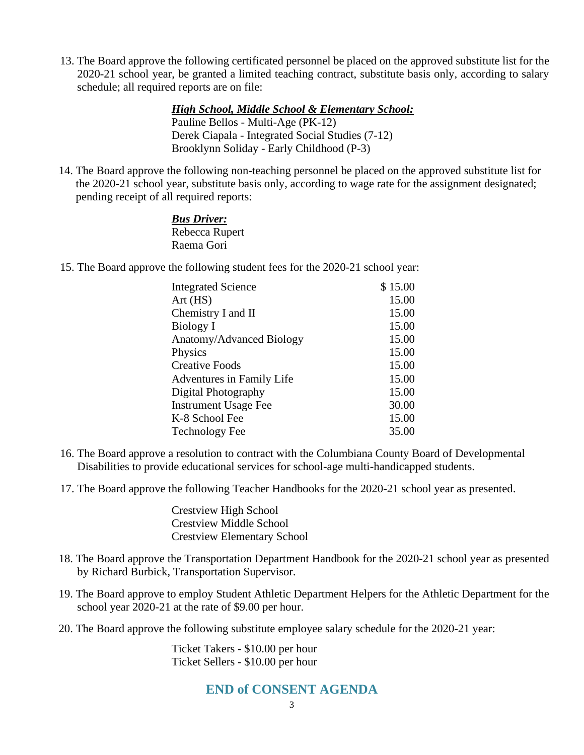13. The Board approve the following certificated personnel be placed on the approved substitute list for the 2020-21 school year, be granted a limited teaching contract, substitute basis only, according to salary schedule; all required reports are on file:

    ***High School, Middle School & Elementary School:***
    Pauline Bellos - Multi-Age (PK-12)
    Derek Ciapala - Integrated Social Studies (7-12)
    Brooklynn Soliday - Early Childhood (P-3)

14. The Board approve the following non-teaching personnel be placed on the approved substitute list for the 2020-21 school year, substitute basis only, according to wage rate for the assignment designated; pending receipt of all required reports:

    ***Bus Driver:***
    Rebecca Rupert
    Raema Gori

15. The Board approve the following student fees for the 2020-21 school year:

| | |
|---|---|
| Integrated Science | $ 15.00 |
| Art (HS) | 15.00 |
| Chemistry I and II | 15.00 |
| Biology I | 15.00 |
| Anatomy/Advanced Biology | 15.00 |
| Physics | 15.00 |
| Creative Foods | 15.00 |
| Adventures in Family Life | 15.00 |
| Digital Photography | 15.00 |
| Instrument Usage Fee | 30.00 |
| K-8 School Fee | 15.00 |
| Technology Fee | 35.00 |

16. The Board approve a resolution to contract with the Columbiana County Board of Developmental Disabilities to provide educational services for school-age multi-handicapped students.

17. The Board approve the following Teacher Handbooks for the 2020-21 school year as presented.

    Crestview High School
    Crestview Middle School
    Crestview Elementary School

18. The Board approve the Transportation Department Handbook for the 2020-21 school year as presented by Richard Burbick, Transportation Supervisor.

19. The Board approve to employ Student Athletic Department Helpers for the Athletic Department for the school year 2020-21 at the rate of $9.00 per hour.

20. The Board approve the following substitute employee salary schedule for the 2020-21 year:

    Ticket Takers - $10.00 per hour
    Ticket Sellers - $10.00 per hour

## END of CONSENT AGENDA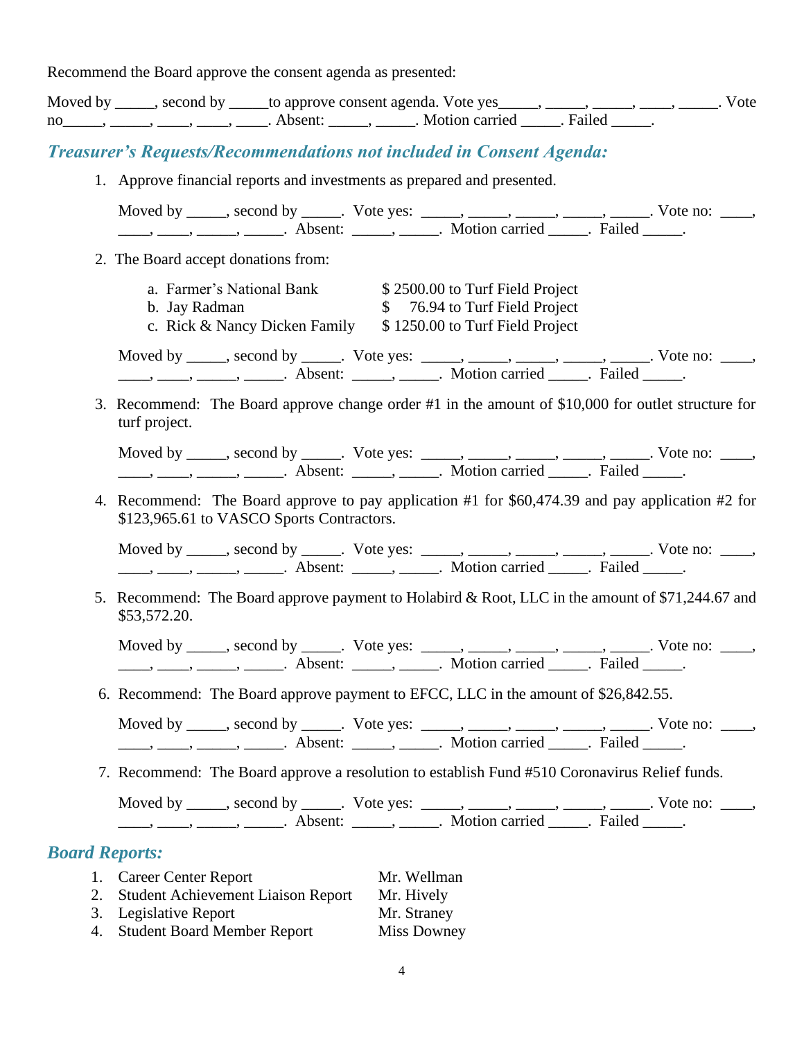Recommend the Board approve the consent agenda as presented:

Moved by _____, second by _____to approve consent agenda. Vote yes_____, _____, _____, ____, _____. Vote no_____, _____, ____, ____, ____. Absent: _____, _____. Motion carried _____. Failed _____.

### *Treasurer's Requests/Recommendations not included in Consent Agenda:*

1. Approve financial reports and investments as prepared and presented.

   Moved by _____, second by _____. Vote yes: _____, _____, _____, _____, _____. Vote no: ____, ____, ____, _____, _____. Absent: _____, _____. Motion carried _____. Failed _____.

2. The Board accept donations from:

   a. Farmer's National Bank — $ 2500.00 to Turf Field Project
   b. Jay Radman — $ 76.94 to Turf Field Project
   c. Rick & Nancy Dicken Family — $ 1250.00 to Turf Field Project

   Moved by _____, second by _____. Vote yes: _____, _____, _____, _____, _____. Vote no: ____, ____, ____, _____, _____. Absent: _____, _____. Motion carried _____. Failed _____.

3. Recommend: The Board approve change order #1 in the amount of $10,000 for outlet structure for turf project.

   Moved by _____, second by _____. Vote yes: _____, _____, _____, _____, _____. Vote no: ____, ____, ____, _____, _____. Absent: _____, _____. Motion carried _____. Failed _____.

4. Recommend: The Board approve to pay application #1 for $60,474.39 and pay application #2 for $123,965.61 to VASCO Sports Contractors.

   Moved by _____, second by _____. Vote yes: _____, _____, _____, _____, _____. Vote no: ____, ____, ____, _____, _____. Absent: _____, _____. Motion carried _____. Failed _____.

5. Recommend: The Board approve payment to Holabird & Root, LLC in the amount of $71,244.67 and $53,572.20.

   Moved by _____, second by _____. Vote yes: _____, _____, _____, _____, _____. Vote no: ____, ____, ____, _____, _____. Absent: _____, _____. Motion carried _____. Failed _____.

6. Recommend: The Board approve payment to EFCC, LLC in the amount of $26,842.55.

   Moved by _____, second by _____. Vote yes: _____, _____, _____, _____, _____. Vote no: ____, ____, ____, _____, _____. Absent: _____, _____. Motion carried _____. Failed _____.

7. Recommend: The Board approve a resolution to establish Fund #510 Coronavirus Relief funds.

   Moved by _____, second by _____. Vote yes: _____, _____, _____, _____, _____. Vote no: ____, ____, ____, _____, _____. Absent: _____, _____. Motion carried _____. Failed _____.

### *Board Reports:*

1. Career Center Report — Mr. Wellman
2. Student Achievement Liaison Report — Mr. Hively
3. Legislative Report — Mr. Straney
4. Student Board Member Report — Miss Downey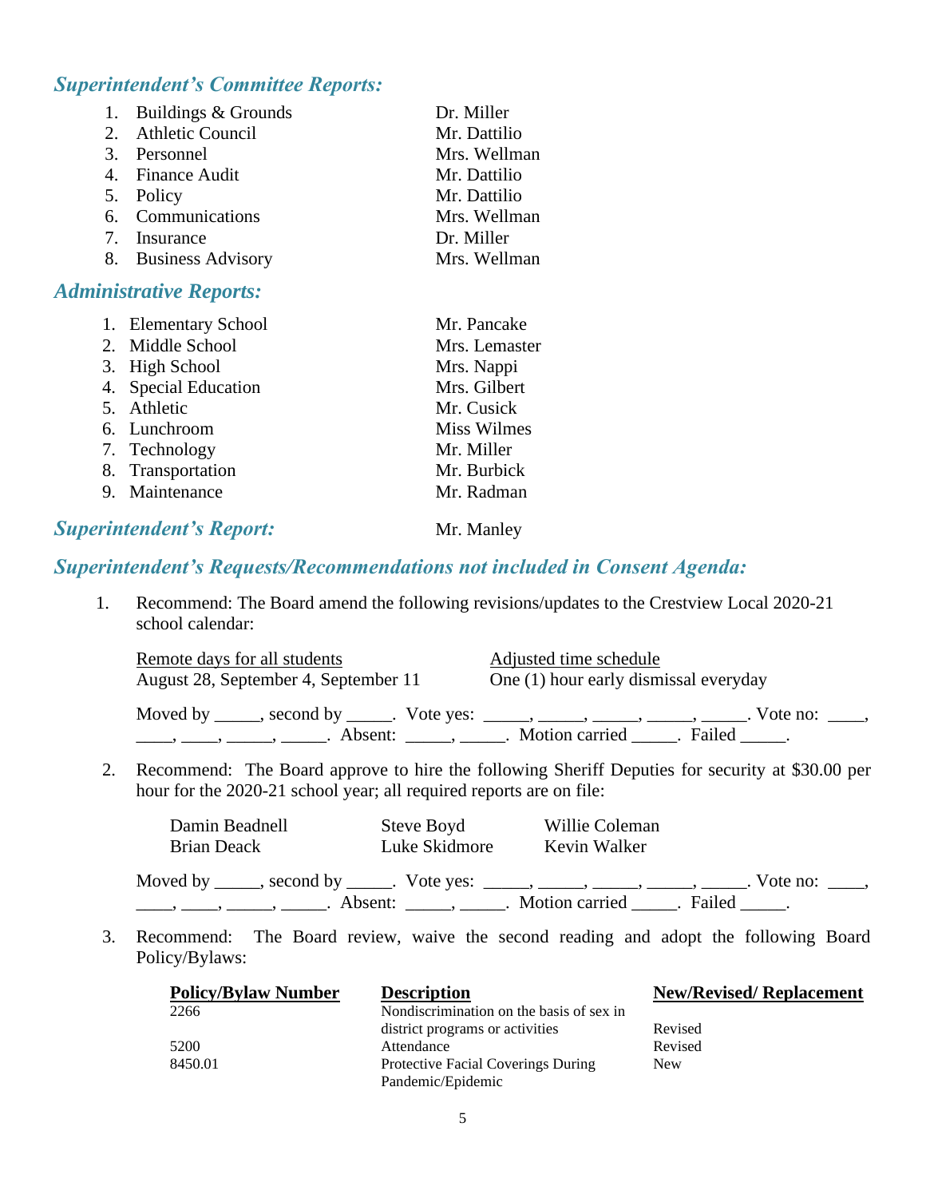## *Superintendent's Committee Reports:*

| | | |
|---|---|---|
| 1. | Buildings & Grounds | Dr. Miller |
| 2. | Athletic Council | Mr. Dattilio |
| 3. | Personnel | Mrs. Wellman |
| 4. | Finance Audit | Mr. Dattilio |
| 5. | Policy | Mr. Dattilio |
| 6. | Communications | Mrs. Wellman |
| 7. | Insurance | Dr. Miller |
| 8. | Business Advisory | Mrs. Wellman |

## *Administrative Reports:*

| | | |
|---|---|---|
| 1. | Elementary School | Mr. Pancake |
| 2. | Middle School | Mrs. Lemaster |
| 3. | High School | Mrs. Nappi |
| 4. | Special Education | Mrs. Gilbert |
| 5. | Athletic | Mr. Cusick |
| 6. | Lunchroom | Miss Wilmes |
| 7. | Technology | Mr. Miller |
| 8. | Transportation | Mr. Burbick |
| 9. | Maintenance | Mr. Radman |

## *Superintendent's Report:* Mr. Manley

## *Superintendent's Requests/Recommendations not included in Consent Agenda:*

1. Recommend: The Board amend the following revisions/updates to the Crestview Local 2020-21 school calendar:

   | Remote days for all students | Adjusted time schedule |
   |---|---|
   | August 28, September 4, September 11 | One (1) hour early dismissal everyday |

   Moved by _____, second by _____. Vote yes: _____, _____, _____, _____, _____. Vote no: ____, ____, ____, _____, _____. Absent: _____, _____. Motion carried _____. Failed _____.

2. Recommend: The Board approve to hire the following Sheriff Deputies for security at $30.00 per hour for the 2020-21 school year; all required reports are on file:

   | | | |
   |---|---|---|
   | Damin Beadnell | Steve Boyd | Willie Coleman |
   | Brian Deack | Luke Skidmore | Kevin Walker |

   Moved by _____, second by _____. Vote yes: _____, _____, _____, _____, _____. Vote no: ____, ____, ____, _____, _____. Absent: _____, _____. Motion carried _____. Failed _____.

3. Recommend: The Board review, waive the second reading and adopt the following Board Policy/Bylaws:

   | Policy/Bylaw Number | Description | New/Revised/ Replacement |
   |---|---|---|
   | 2266 | Nondiscrimination on the basis of sex in district programs or activities | Revised |
   | 5200 | Attendance | Revised |
   | 8450.01 | Protective Facial Coverings During Pandemic/Epidemic | New |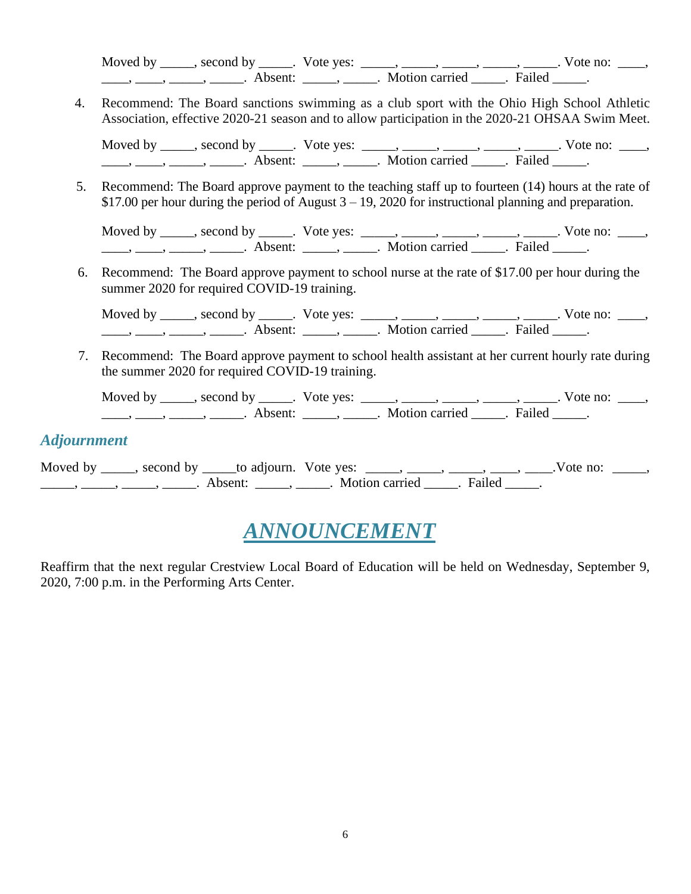Moved by _____, second by _____. Vote yes: _____, _____, _____, _____, _____. Vote no: ____, ____, ____, _____, _____. Absent: _____, _____. Motion carried _____. Failed _____.

4. Recommend: The Board sanctions swimming as a club sport with the Ohio High School Athletic Association, effective 2020-21 season and to allow participation in the 2020-21 OHSAA Swim Meet.

   Moved by _____, second by _____. Vote yes: _____, _____, _____, _____, _____. Vote no: ____, ____, ____, _____, _____. Absent: _____, _____. Motion carried _____. Failed _____.

5. Recommend: The Board approve payment to the teaching staff up to fourteen (14) hours at the rate of $17.00 per hour during the period of August 3 – 19, 2020 for instructional planning and preparation.

   Moved by _____, second by _____. Vote yes: _____, _____, _____, _____, _____. Vote no: ____, ____, ____, _____, _____. Absent: _____, _____. Motion carried _____. Failed _____.

6. Recommend: The Board approve payment to school nurse at the rate of $17.00 per hour during the summer 2020 for required COVID-19 training.

   Moved by _____, second by _____. Vote yes: _____, _____, _____, _____, _____. Vote no: ____, ____, ____, _____, _____. Absent: _____, _____. Motion carried _____. Failed _____.

7. Recommend: The Board approve payment to school health assistant at her current hourly rate during the summer 2020 for required COVID-19 training.

   Moved by _____, second by _____. Vote yes: _____, _____, _____, _____, _____. Vote no: ____, ____, ____, _____, _____. Absent: _____, _____. Motion carried _____. Failed _____.

### *Adjournment*

Moved by _____, second by _____to adjourn. Vote yes: _____, _____, _____, ____, ____.Vote no: _____, _____, _____, _____, _____. Absent: _____, _____. Motion carried _____. Failed _____.

# *ANNOUNCEMENT*

Reaffirm that the next regular Crestview Local Board of Education will be held on Wednesday, September 9, 2020, 7:00 p.m. in the Performing Arts Center.